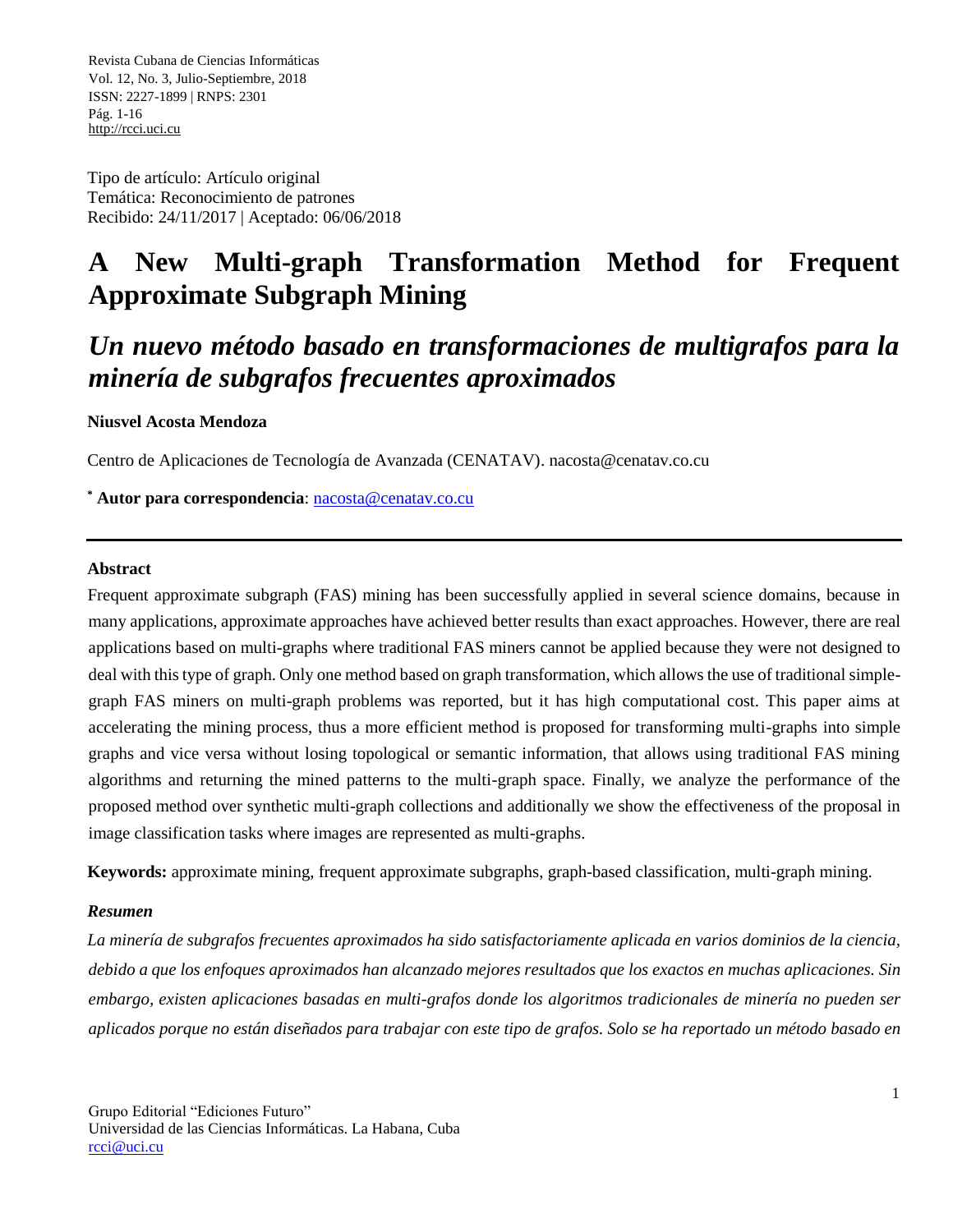Tipo de artículo: Artículo original
Temática: Reconocimiento de patrones
Recibido: 24/11/2017 | Aceptado: 06/06/2018

# A New Multi-graph Transformation Method for Frequent Approximate Subgraph Mining

# *Un nuevo método basado en transformaciones de multigrafos para la minería de subgrafos frecuentes aproximados*

**Niusvel Acosta Mendoza**

Centro de Aplicaciones de Tecnología de Avanzada (CENATAV). nacosta@cenatav.co.cu

[*] **Autor para correspondencia**: nacosta@cenatav.co.cu

---

### Abstract

Frequent approximate subgraph (FAS) mining has been successfully applied in several science domains, because in many applications, approximate approaches have achieved better results than exact approaches. However, there are real applications based on multi-graphs where traditional FAS miners cannot be applied because they were not designed to deal with this type of graph. Only one method based on graph transformation, which allows the use of traditional simple-graph FAS miners on multi-graph problems was reported, but it has high computational cost. This paper aims at accelerating the mining process, thus a more efficient method is proposed for transforming multi-graphs into simple graphs and vice versa without losing topological or semantic information, that allows using traditional FAS mining algorithms and returning the mined patterns to the multi-graph space. Finally, we analyze the performance of the proposed method over synthetic multi-graph collections and additionally we show the effectiveness of the proposal in image classification tasks where images are represented as multi-graphs.

**Keywords:** approximate mining, frequent approximate subgraphs, graph-based classification, multi-graph mining.

### *Resumen*

*La minería de subgrafos frecuentes aproximados ha sido satisfactoriamente aplicada en varios dominios de la ciencia, debido a que los enfoques aproximados han alcanzado mejores resultados que los exactos en muchas aplicaciones. Sin embargo, existen aplicaciones basadas en multi-grafos donde los algoritmos tradicionales de minería no pueden ser aplicados porque no están diseñados para trabajar con este tipo de grafos. Solo se ha reportado un método basado en*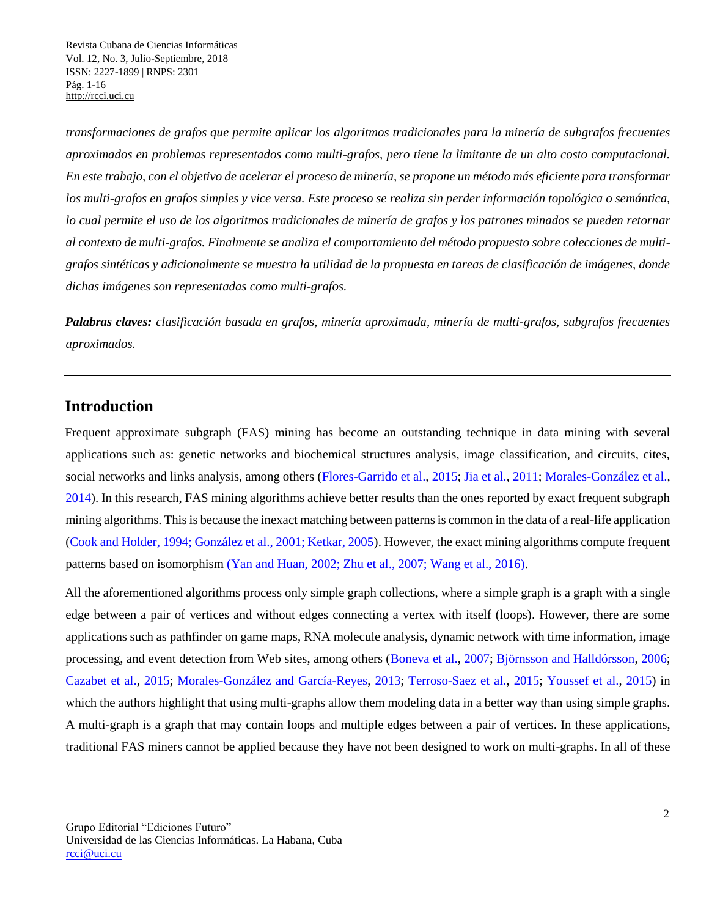*transformaciones de grafos que permite aplicar los algoritmos tradicionales para la minería de subgrafos frecuentes aproximados en problemas representados como multi-grafos, pero tiene la limitante de un alto costo computacional. En este trabajo, con el objetivo de acelerar el proceso de minería, se propone un método más eficiente para transformar los multi-grafos en grafos simples y vice versa. Este proceso se realiza sin perder información topológica o semántica, lo cual permite el uso de los algoritmos tradicionales de minería de grafos y los patrones minados se pueden retornar al contexto de multi-grafos. Finalmente se analiza el comportamiento del método propuesto sobre colecciones de multi-grafos sintéticas y adicionalmente se muestra la utilidad de la propuesta en tareas de clasificación de imágenes, donde dichas imágenes son representadas como multi-grafos.*

***Palabras claves:*** *clasificación basada en grafos, minería aproximada, minería de multi-grafos, subgrafos frecuentes aproximados.*

---

## Introduction

Frequent approximate subgraph (FAS) mining has become an outstanding technique in data mining with several applications such as: genetic networks and biochemical structures analysis, image classification, and circuits, cites, social networks and links analysis, among others (Flores-Garrido et al., 2015; Jia et al., 2011; Morales-González et al., 2014). In this research, FAS mining algorithms achieve better results than the ones reported by exact frequent subgraph mining algorithms. This is because the inexact matching between patterns is common in the data of a real-life application (Cook and Holder, 1994; González et al., 2001; Ketkar, 2005). However, the exact mining algorithms compute frequent patterns based on isomorphism (Yan and Huan, 2002; Zhu et al., 2007; Wang et al., 2016).

All the aforementioned algorithms process only simple graph collections, where a simple graph is a graph with a single edge between a pair of vertices and without edges connecting a vertex with itself (loops). However, there are some applications such as pathfinder on game maps, RNA molecule analysis, dynamic network with time information, image processing, and event detection from Web sites, among others (Boneva et al., 2007; Björnsson and Halldórsson, 2006; Cazabet et al., 2015; Morales-González and García-Reyes, 2013; Terroso-Saez et al., 2015; Youssef et al., 2015) in which the authors highlight that using multi-graphs allow them modeling data in a better way than using simple graphs. A multi-graph is a graph that may contain loops and multiple edges between a pair of vertices. In these applications, traditional FAS miners cannot be applied because they have not been designed to work on multi-graphs. In all of these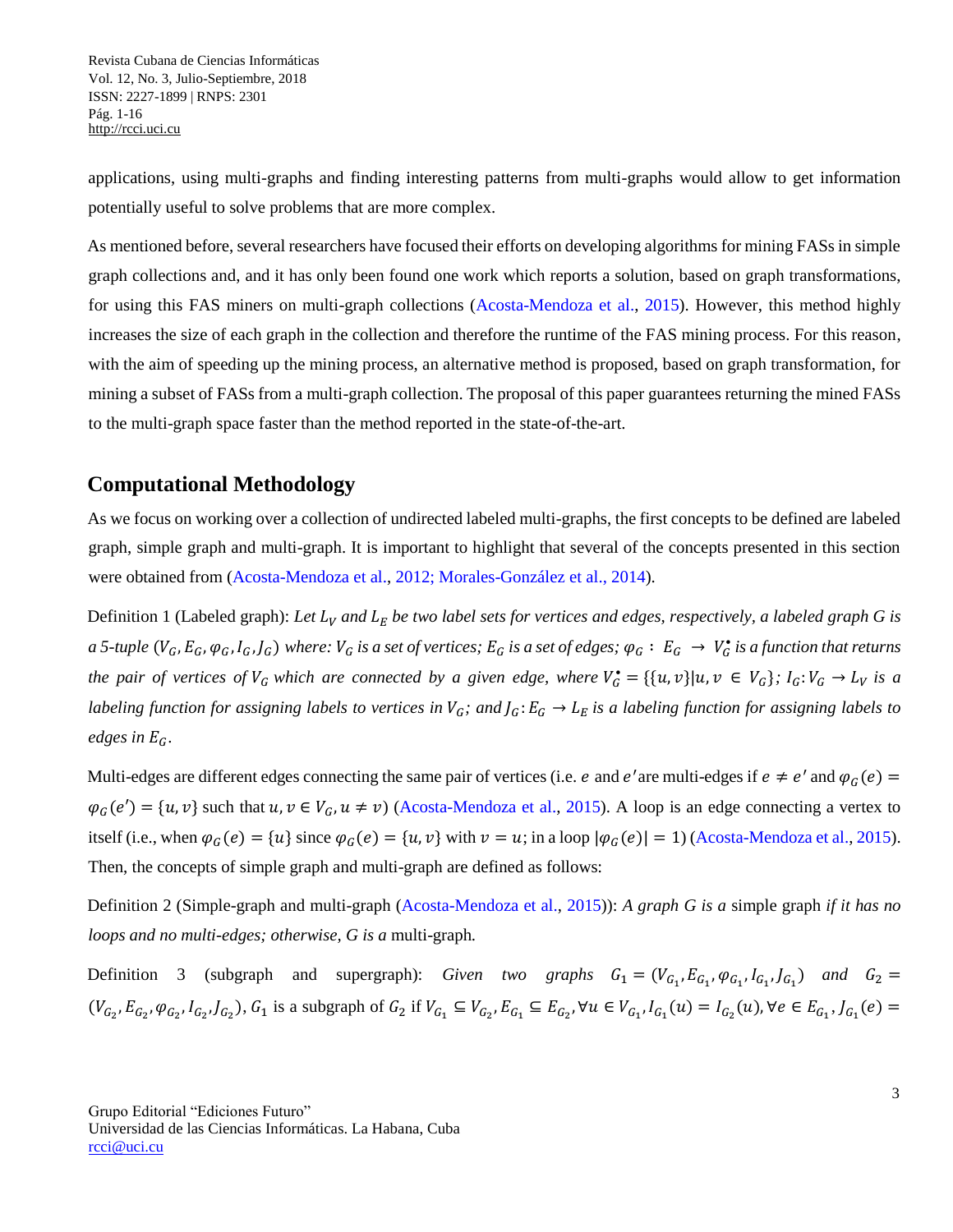applications, using multi-graphs and finding interesting patterns from multi-graphs would allow to get information potentially useful to solve problems that are more complex.

As mentioned before, several researchers have focused their efforts on developing algorithms for mining FASs in simple graph collections and, and it has only been found one work which reports a solution, based on graph transformations, for using this FAS miners on multi-graph collections (Acosta-Mendoza et al., 2015). However, this method highly increases the size of each graph in the collection and therefore the runtime of the FAS mining process. For this reason, with the aim of speeding up the mining process, an alternative method is proposed, based on graph transformation, for mining a subset of FASs from a multi-graph collection. The proposal of this paper guarantees returning the mined FASs to the multi-graph space faster than the method reported in the state-of-the-art.

## Computational Methodology

As we focus on working over a collection of undirected labeled multi-graphs, the first concepts to be defined are labeled graph, simple graph and multi-graph. It is important to highlight that several of the concepts presented in this section were obtained from (Acosta-Mendoza et al., 2012; Morales-González et al., 2014).

Definition 1 (Labeled graph): *Let $L_V$ and $L_E$ be two label sets for vertices and edges, respectively, a labeled graph $G$ is a 5-tuple $(V_G, E_G, \varphi_G, I_G, J_G)$ where: $V_G$ is a set of vertices; $E_G$ is a set of edges; $\varphi_G : E_G \rightarrow V_G^{\bullet}$ is a function that returns the pair of vertices of $V_G$ which are connected by a given edge, where $V_G^{\bullet} = \{\{u, v\} | u, v \in V_G\}$; $I_G : V_G \rightarrow L_V$ is a labeling function for assigning labels to vertices in $V_G$; and $J_G : E_G \rightarrow L_E$ is a labeling function for assigning labels to edges in $E_G$.*

Multi-edges are different edges connecting the same pair of vertices (i.e. $e$ and $e'$ are multi-edges if $e \neq e'$ and $\varphi_G(e) = \varphi_G(e') = \{u, v\}$ such that $u, v \in V_G, u \neq v$) (Acosta-Mendoza et al., 2015). A loop is an edge connecting a vertex to itself (i.e., when $\varphi_G(e) = \{u\}$ since $\varphi_G(e) = \{u, v\}$ with $v = u$; in a loop $|\varphi_G(e)| = 1$) (Acosta-Mendoza et al., 2015). Then, the concepts of simple graph and multi-graph are defined as follows:

Definition 2 (Simple-graph and multi-graph (Acosta-Mendoza et al., 2015)): *A graph $G$ is a* simple graph *if it has no loops and no multi-edges; otherwise, $G$ is a* multi-graph*.*

Definition 3 (subgraph and supergraph): *Given two graphs $G_1 = (V_{G_1}, E_{G_1}, \varphi_{G_1}, I_{G_1}, J_{G_1})$ and $G_2 = (V_{G_2}, E_{G_2}, \varphi_{G_2}, I_{G_2}, J_{G_2})$*, $G_1$ is a subgraph of $G_2$ if $V_{G_1} \subseteq V_{G_2}, E_{G_1} \subseteq E_{G_2}, \forall u \in V_{G_1}, I_{G_1}(u) = I_{G_2}(u), \forall e \in E_{G_1}, J_{G_1}(e) =$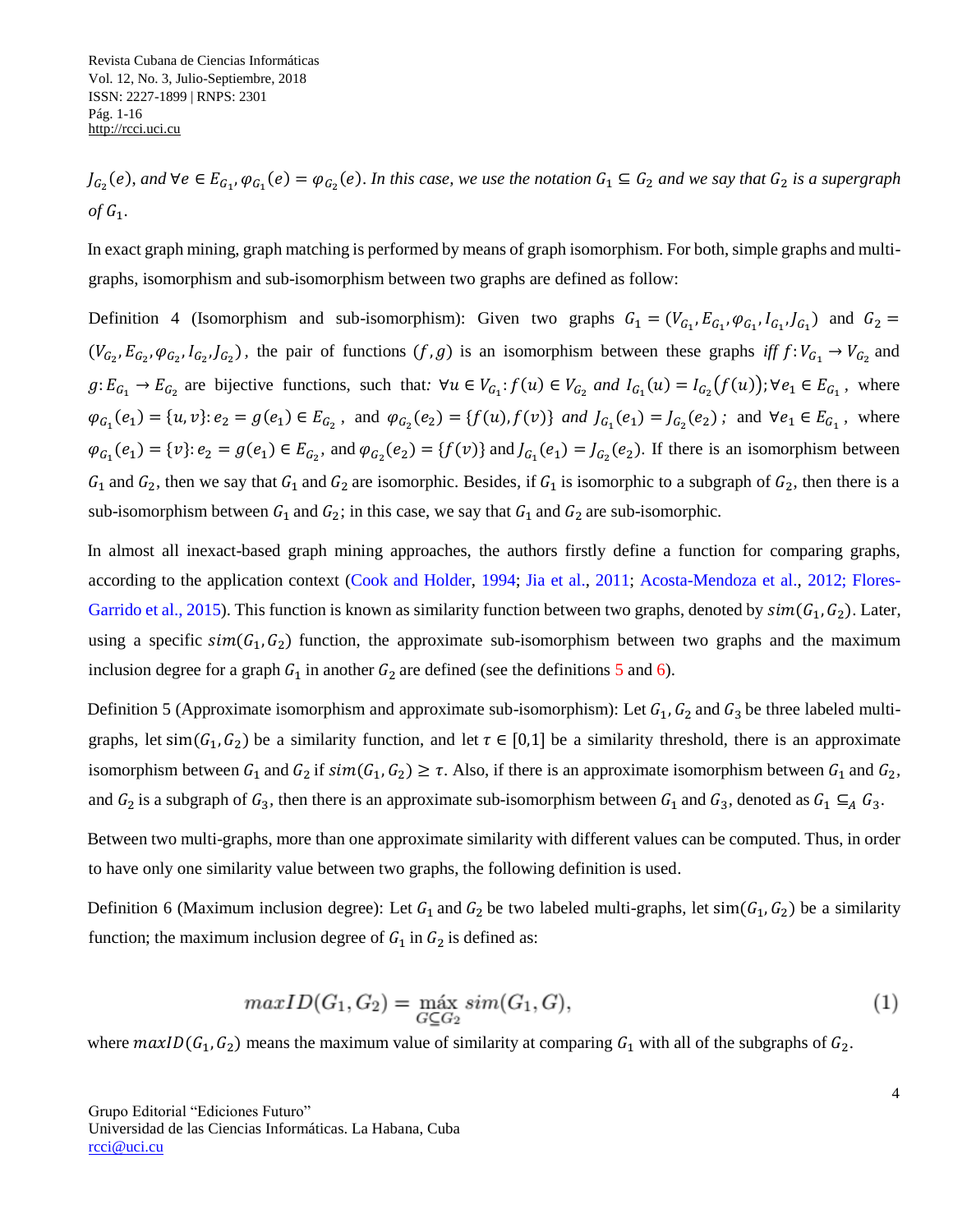*$J_{G_2}(e)$, and $\forall e \in E_{G_1}, \varphi_{G_1}(e) = \varphi_{G_2}(e)$. In this case, we use the notation $G_1 \subseteq G_2$ and we say that $G_2$ is a supergraph of $G_1$.*

In exact graph mining, graph matching is performed by means of graph isomorphism. For both, simple graphs and multi-graphs, isomorphism and sub-isomorphism between two graphs are defined as follow:

Definition 4 (Isomorphism and sub-isomorphism): Given two graphs $G_1 = (V_{G_1}, E_{G_1}, \varphi_{G_1}, I_{G_1}, J_{G_1})$ and $G_2 = (V_{G_2}, E_{G_2}, \varphi_{G_2}, I_{G_2}, J_{G_2})$, the pair of functions $(f, g)$ is an isomorphism between these graphs *iff* $f: V_{G_1} \rightarrow V_{G_2}$ and $g: E_{G_1} \rightarrow E_{G_2}$ are bijective functions, such that*:* $\forall u \in V_{G_1}: f(u) \in V_{G_2}$ *and* $I_{G_1}(u) = I_{G_2}(f(u))$; $\forall e_1 \in E_{G_1}$, where $\varphi_{G_1}(e_1) = \{u, v\}: e_2 = g(e_1) \in E_{G_2}$, and $\varphi_{G_2}(e_2) = \{f(u), f(v)\}$ *and* $J_{G_1}(e_1) = J_{G_2}(e_2)$*;* and $\forall e_1 \in E_{G_1}$, where $\varphi_{G_1}(e_1) = \{v\}: e_2 = g(e_1) \in E_{G_2}$, and $\varphi_{G_2}(e_2) = \{f(v)\}$ and $J_{G_1}(e_1) = J_{G_2}(e_2)$. If there is an isomorphism between $G_1$ and $G_2$, then we say that $G_1$ and $G_2$ are isomorphic. Besides, if $G_1$ is isomorphic to a subgraph of $G_2$, then there is a sub-isomorphism between $G_1$ and $G_2$; in this case, we say that $G_1$ and $G_2$ are sub-isomorphic.

In almost all inexact-based graph mining approaches, the authors firstly define a function for comparing graphs, according to the application context (Cook and Holder, 1994; Jia et al., 2011; Acosta-Mendoza et al., 2012; Flores-Garrido et al., 2015). This function is known as similarity function between two graphs, denoted by $sim(G_1, G_2)$. Later, using a specific $sim(G_1, G_2)$ function, the approximate sub-isomorphism between two graphs and the maximum inclusion degree for a graph $G_1$ in another $G_2$ are defined (see the definitions 5 and 6).

Definition 5 (Approximate isomorphism and approximate sub-isomorphism): Let $G_1$, $G_2$ and $G_3$ be three labeled multi-graphs, let $\text{sim}(G_1, G_2)$ be a similarity function, and let $\tau \in [0,1]$ be a similarity threshold, there is an approximate isomorphism between $G_1$ and $G_2$ if $sim(G_1, G_2) \geq \tau$. Also, if there is an approximate isomorphism between $G_1$ and $G_2$, and $G_2$ is a subgraph of $G_3$, then there is an approximate sub-isomorphism between $G_1$ and $G_3$, denoted as $G_1 \subseteq_A G_3$.

Between two multi-graphs, more than one approximate similarity with different values can be computed. Thus, in order to have only one similarity value between two graphs, the following definition is used.

Definition 6 (Maximum inclusion degree): Let $G_1$ and $G_2$ be two labeled multi-graphs, let $\text{sim}(G_1, G_2)$ be a similarity function; the maximum inclusion degree of $G_1$ in $G_2$ is defined as:

$$maxID(G_1, G_2) = \underset{G \subseteq G_2}{\text{máx}}\ sim(G_1, G), \tag{1}$$

where $maxID(G_1, G_2)$ means the maximum value of similarity at comparing $G_1$ with all of the subgraphs of $G_2$.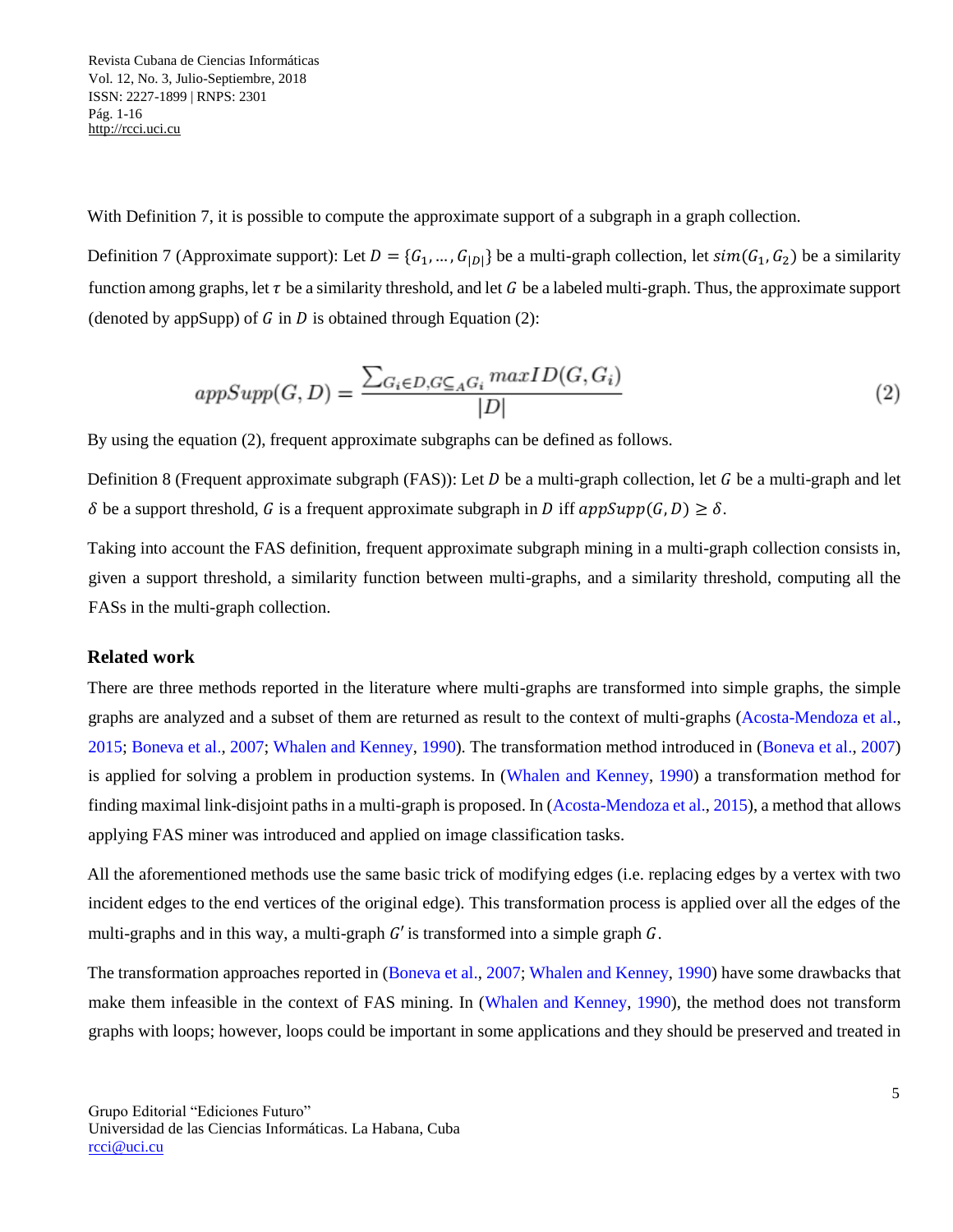With Definition 7, it is possible to compute the approximate support of a subgraph in a graph collection.

Definition 7 (Approximate support): Let $D = \{G_1, \ldots, G_{|D|}\}$ be a multi-graph collection, let $sim(G_1, G_2)$ be a similarity function among graphs, let $\tau$ be a similarity threshold, and let $G$ be a labeled multi-graph. Thus, the approximate support (denoted by appSupp) of $G$ in $D$ is obtained through Equation (2):

$$appSupp(G, D) = \frac{\sum_{G_i \in D, G \subseteq_A G_i} maxID(G, G_i)}{|D|} \tag{2}$$

By using the equation (2), frequent approximate subgraphs can be defined as follows.

Definition 8 (Frequent approximate subgraph (FAS)): Let $D$ be a multi-graph collection, let $G$ be a multi-graph and let $\delta$ be a support threshold, $G$ is a frequent approximate subgraph in $D$ iff $appSupp(G, D) \geq \delta$.

Taking into account the FAS definition, frequent approximate subgraph mining in a multi-graph collection consists in, given a support threshold, a similarity function between multi-graphs, and a similarity threshold, computing all the FASs in the multi-graph collection.

## Related work

There are three methods reported in the literature where multi-graphs are transformed into simple graphs, the simple graphs are analyzed and a subset of them are returned as result to the context of multi-graphs (Acosta-Mendoza et al., 2015; Boneva et al., 2007; Whalen and Kenney, 1990). The transformation method introduced in (Boneva et al., 2007) is applied for solving a problem in production systems. In (Whalen and Kenney, 1990) a transformation method for finding maximal link-disjoint paths in a multi-graph is proposed. In (Acosta-Mendoza et al., 2015), a method that allows applying FAS miner was introduced and applied on image classification tasks.

All the aforementioned methods use the same basic trick of modifying edges (i.e. replacing edges by a vertex with two incident edges to the end vertices of the original edge). This transformation process is applied over all the edges of the multi-graphs and in this way, a multi-graph $G'$ is transformed into a simple graph $G$.

The transformation approaches reported in (Boneva et al., 2007; Whalen and Kenney, 1990) have some drawbacks that make them infeasible in the context of FAS mining. In (Whalen and Kenney, 1990), the method does not transform graphs with loops; however, loops could be important in some applications and they should be preserved and treated in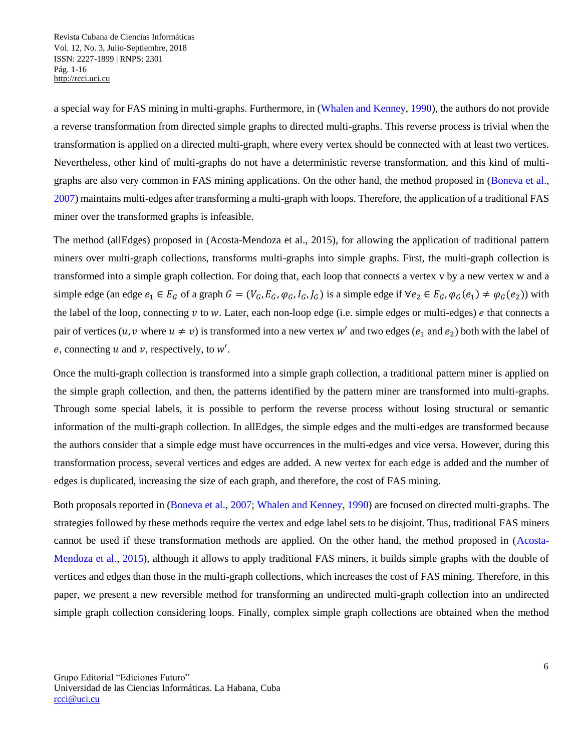a special way for FAS mining in multi-graphs. Furthermore, in (Whalen and Kenney, 1990), the authors do not provide a reverse transformation from directed simple graphs to directed multi-graphs. This reverse process is trivial when the transformation is applied on a directed multi-graph, where every vertex should be connected with at least two vertices. Nevertheless, other kind of multi-graphs do not have a deterministic reverse transformation, and this kind of multi-graphs are also very common in FAS mining applications. On the other hand, the method proposed in (Boneva et al., 2007) maintains multi-edges after transforming a multi-graph with loops. Therefore, the application of a traditional FAS miner over the transformed graphs is infeasible.

The method (allEdges) proposed in (Acosta-Mendoza et al., 2015), for allowing the application of traditional pattern miners over multi-graph collections, transforms multi-graphs into simple graphs. First, the multi-graph collection is transformed into a simple graph collection. For doing that, each loop that connects a vertex v by a new vertex w and a simple edge (an edge $e_1 \in E_G$ of a graph $G = (V_G, E_G, \varphi_G, I_G, J_G)$ is a simple edge if $\forall e_2 \in E_G, \varphi_G(e_1) \neq \varphi_G(e_2)$) with the label of the loop, connecting $v$ to $w$. Later, each non-loop edge (i.e. simple edges or multi-edges) $e$ that connects a pair of vertices ($u, v$ where $u \neq v$) is transformed into a new vertex $w'$ and two edges ($e_1$ and $e_2$) both with the label of $e$, connecting $u$ and $v$, respectively, to $w'$.

Once the multi-graph collection is transformed into a simple graph collection, a traditional pattern miner is applied on the simple graph collection, and then, the patterns identified by the pattern miner are transformed into multi-graphs. Through some special labels, it is possible to perform the reverse process without losing structural or semantic information of the multi-graph collection. In allEdges, the simple edges and the multi-edges are transformed because the authors consider that a simple edge must have occurrences in the multi-edges and vice versa. However, during this transformation process, several vertices and edges are added. A new vertex for each edge is added and the number of edges is duplicated, increasing the size of each graph, and therefore, the cost of FAS mining.

Both proposals reported in (Boneva et al., 2007; Whalen and Kenney, 1990) are focused on directed multi-graphs. The strategies followed by these methods require the vertex and edge label sets to be disjoint. Thus, traditional FAS miners cannot be used if these transformation methods are applied. On the other hand, the method proposed in (Acosta-Mendoza et al., 2015), although it allows to apply traditional FAS miners, it builds simple graphs with the double of vertices and edges than those in the multi-graph collections, which increases the cost of FAS mining. Therefore, in this paper, we present a new reversible method for transforming an undirected multi-graph collection into an undirected simple graph collection considering loops. Finally, complex simple graph collections are obtained when the method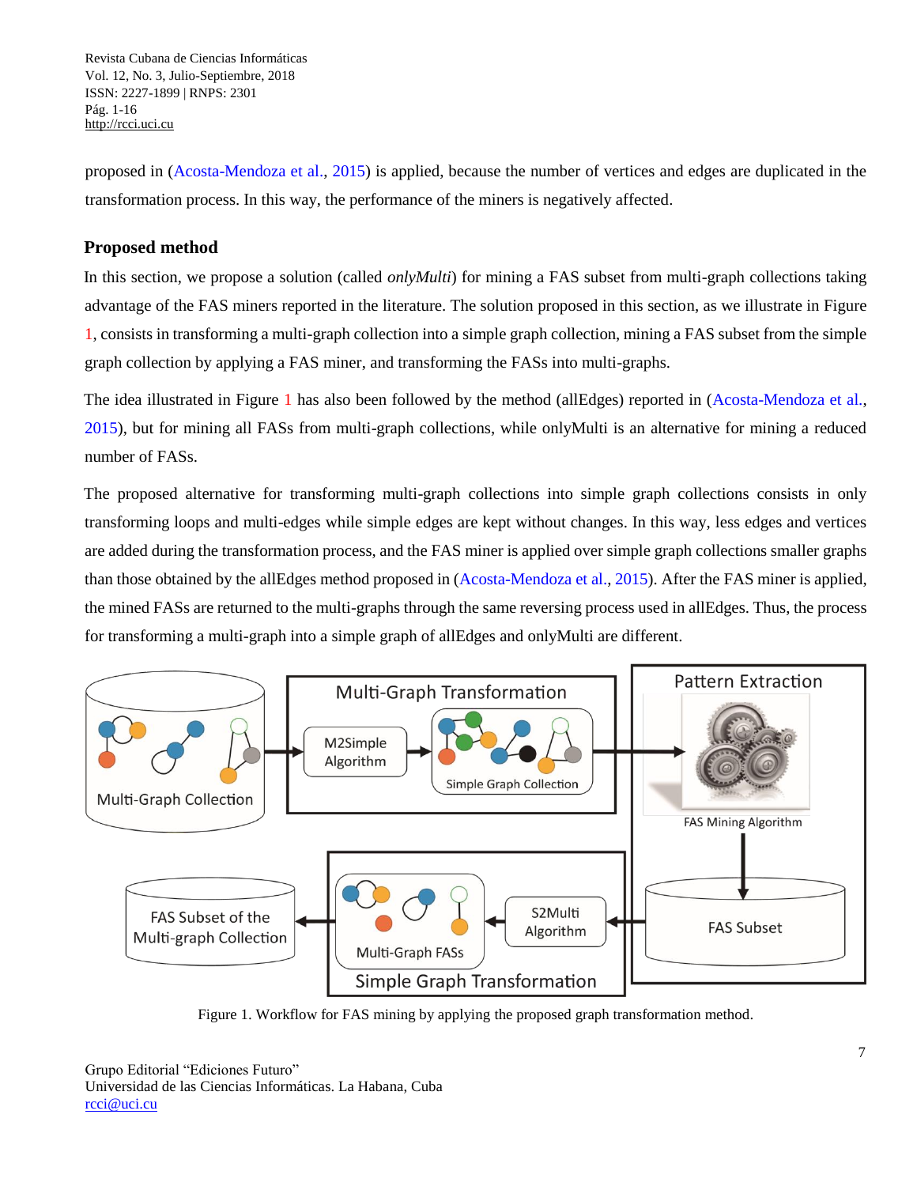proposed in (Acosta-Mendoza et al., 2015) is applied, because the number of vertices and edges are duplicated in the transformation process. In this way, the performance of the miners is negatively affected.

## Proposed method

In this section, we propose a solution (called *onlyMulti*) for mining a FAS subset from multi-graph collections taking advantage of the FAS miners reported in the literature. The solution proposed in this section, as we illustrate in Figure 1, consists in transforming a multi-graph collection into a simple graph collection, mining a FAS subset from the simple graph collection by applying a FAS miner, and transforming the FASs into multi-graphs.

The idea illustrated in Figure 1 has also been followed by the method (allEdges) reported in (Acosta-Mendoza et al., 2015), but for mining all FASs from multi-graph collections, while onlyMulti is an alternative for mining a reduced number of FASs.

The proposed alternative for transforming multi-graph collections into simple graph collections consists in only transforming loops and multi-edges while simple edges are kept without changes. In this way, less edges and vertices are added during the transformation process, and the FAS miner is applied over simple graph collections smaller graphs than those obtained by the allEdges method proposed in (Acosta-Mendoza et al., 2015). After the FAS miner is applied, the mined FASs are returned to the multi-graphs through the same reversing process used in allEdges. Thus, the process for transforming a multi-graph into a simple graph of allEdges and onlyMulti are different.

Figure 1. Workflow for FAS mining by applying the proposed graph transformation method.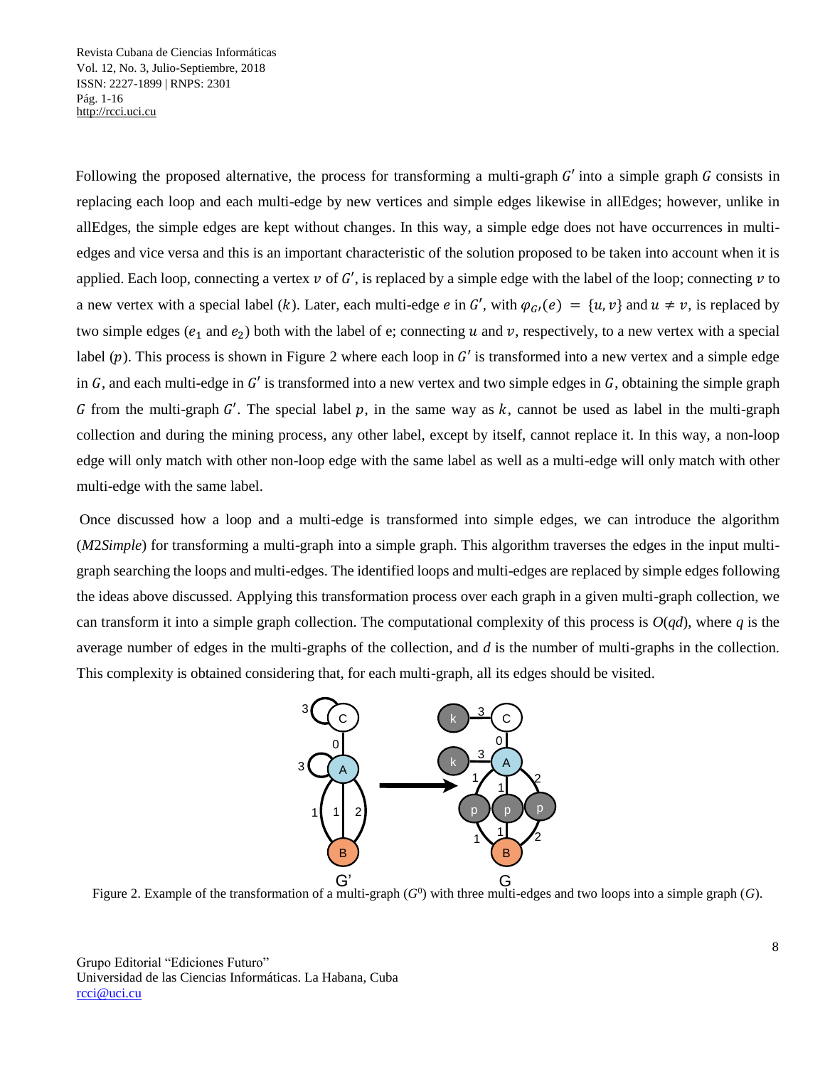Following the proposed alternative, the process for transforming a multi-graph $G'$ into a simple graph $G$ consists in replacing each loop and each multi-edge by new vertices and simple edges likewise in allEdges; however, unlike in allEdges, the simple edges are kept without changes. In this way, a simple edge does not have occurrences in multi-edges and vice versa and this is an important characteristic of the solution proposed to be taken into account when it is applied. Each loop, connecting a vertex $v$ of $G'$, is replaced by a simple edge with the label of the loop; connecting $v$ to a new vertex with a special label ($k$). Later, each multi-edge $e$ in $G'$, with $\varphi_{G'}(e) = \{u, v\}$ and $u \neq v$, is replaced by two simple edges ($e_1$ and $e_2$) both with the label of e; connecting $u$ and $v$, respectively, to a new vertex with a special label ($p$). This process is shown in Figure 2 where each loop in $G'$ is transformed into a new vertex and a simple edge in $G$, and each multi-edge in $G'$ is transformed into a new vertex and two simple edges in $G$, obtaining the simple graph $G$ from the multi-graph $G'$. The special label $p$, in the same way as $k$, cannot be used as label in the multi-graph collection and during the mining process, any other label, except by itself, cannot replace it. In this way, a non-loop edge will only match with other non-loop edge with the same label as well as a multi-edge will only match with other multi-edge with the same label.

Once discussed how a loop and a multi-edge is transformed into simple edges, we can introduce the algorithm (*M2Simple*) for transforming a multi-graph into a simple graph. This algorithm traverses the edges in the input multi-graph searching the loops and multi-edges. The identified loops and multi-edges are replaced by simple edges following the ideas above discussed. Applying this transformation process over each graph in a given multi-graph collection, we can transform it into a simple graph collection. The computational complexity of this process is $O(qd)$, where $q$ is the average number of edges in the multi-graphs of the collection, and $d$ is the number of multi-graphs in the collection. This complexity is obtained considering that, for each multi-graph, all its edges should be visited.

Figure 2. Example of the transformation of a multi-graph ($G^0$) with three multi-edges and two loops into a simple graph ($G$).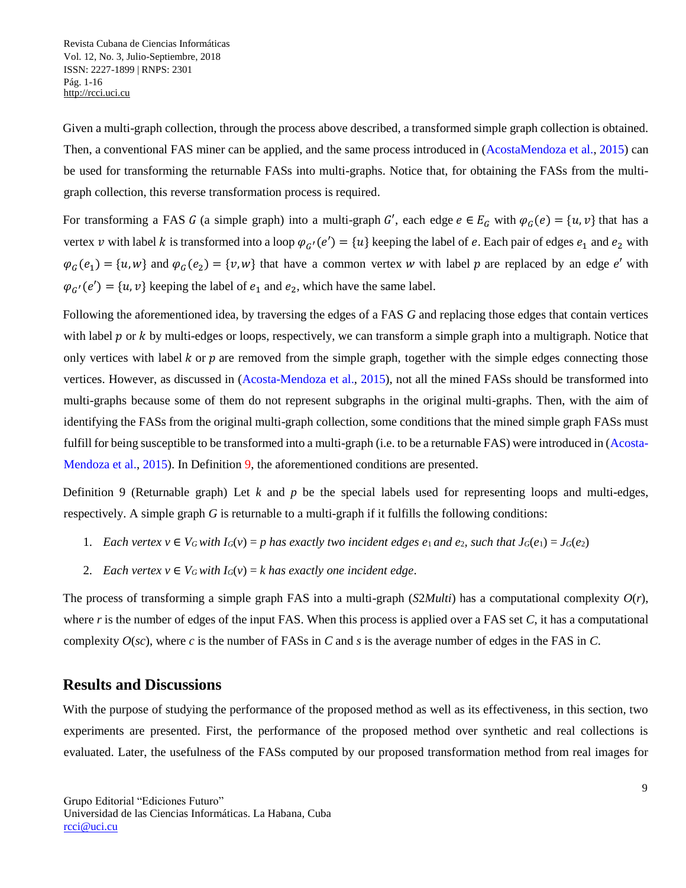Given a multi-graph collection, through the process above described, a transformed simple graph collection is obtained. Then, a conventional FAS miner can be applied, and the same process introduced in (AcostaMendoza et al., 2015) can be used for transforming the returnable FASs into multi-graphs. Notice that, for obtaining the FASs from the multi-graph collection, this reverse transformation process is required.

For transforming a FAS $G$ (a simple graph) into a multi-graph $G'$, each edge $e \in E_G$ with $\varphi_G(e) = \{u, v\}$ that has a vertex $v$ with label $k$ is transformed into a loop $\varphi_{G'}(e') = \{u\}$ keeping the label of $e$. Each pair of edges $e_1$ and $e_2$ with $\varphi_G(e_1) = \{u, w\}$ and $\varphi_G(e_2) = \{v, w\}$ that have a common vertex $w$ with label $p$ are replaced by an edge $e'$ with $\varphi_{G'}(e') = \{u, v\}$ keeping the label of $e_1$ and $e_2$, which have the same label.

Following the aforementioned idea, by traversing the edges of a FAS $G$ and replacing those edges that contain vertices with label $p$ or $k$ by multi-edges or loops, respectively, we can transform a simple graph into a multigraph. Notice that only vertices with label $k$ or $p$ are removed from the simple graph, together with the simple edges connecting those vertices. However, as discussed in (Acosta-Mendoza et al., 2015), not all the mined FASs should be transformed into multi-graphs because some of them do not represent subgraphs in the original multi-graphs. Then, with the aim of identifying the FASs from the original multi-graph collection, some conditions that the mined simple graph FASs must fulfill for being susceptible to be transformed into a multi-graph (i.e. to be a returnable FAS) were introduced in (Acosta-Mendoza et al., 2015). In Definition 9, the aforementioned conditions are presented.

Definition 9 (Returnable graph) Let $k$ and $p$ be the special labels used for representing loops and multi-edges, respectively. A simple graph $G$ is returnable to a multi-graph if it fulfills the following conditions:

1. *Each vertex* $v \in V_G$ *with* $I_G(v) = p$ *has exactly two incident edges* $e_1$ *and* $e_2$*, such that* $J_G(e_1) = J_G(e_2)$
2. *Each vertex* $v \in V_G$ *with* $I_G(v) = k$ *has exactly one incident edge*.

The process of transforming a simple graph FAS into a multi-graph (*S2Multi*) has a computational complexity $O(r)$, where $r$ is the number of edges of the input FAS. When this process is applied over a FAS set $C$, it has a computational complexity $O(sc)$, where $c$ is the number of FASs in $C$ and $s$ is the average number of edges in the FAS in $C$.

## Results and Discussions

With the purpose of studying the performance of the proposed method as well as its effectiveness, in this section, two experiments are presented. First, the performance of the proposed method over synthetic and real collections is evaluated. Later, the usefulness of the FASs computed by our proposed transformation method from real images for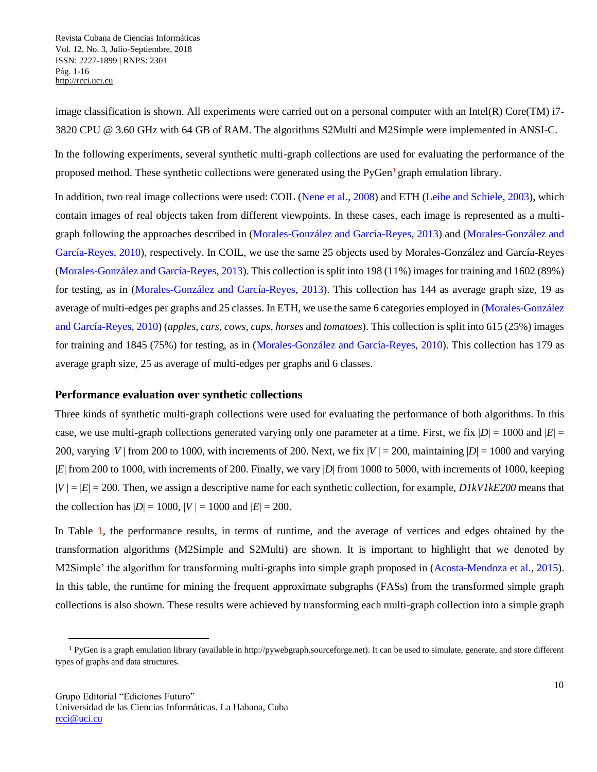image classification is shown. All experiments were carried out on a personal computer with an Intel(R) Core(TM) i7-3820 CPU @ 3.60 GHz with 64 GB of RAM. The algorithms S2Multi and M2Simple were implemented in ANSI-C.

In the following experiments, several synthetic multi-graph collections are used for evaluating the performance of the proposed method. These synthetic collections were generated using the PyGen[1] graph emulation library.

In addition, two real image collections were used: COIL (Nene et al., 2008) and ETH (Leibe and Schiele, 2003), which contain images of real objects taken from different viewpoints. In these cases, each image is represented as a multi-graph following the approaches described in (Morales-González and García-Reyes, 2013) and (Morales-González and García-Reyes, 2010), respectively. In COIL, we use the same 25 objects used by Morales-González and García-Reyes (Morales-González and García-Reyes, 2013). This collection is split into 198 (11%) images for training and 1602 (89%) for testing, as in (Morales-González and García-Reyes, 2013). This collection has 144 as average graph size, 19 as average of multi-edges per graphs and 25 classes. In ETH, we use the same 6 categories employed in (Morales-González and García-Reyes, 2010) (*apples*, *cars*, *cows*, *cups*, *horses* and *tomatoes*). This collection is split into 615 (25%) images for training and 1845 (75%) for testing, as in (Morales-González and García-Reyes, 2010). This collection has 179 as average graph size, 25 as average of multi-edges per graphs and 6 classes.

## Performance evaluation over synthetic collections

Three kinds of synthetic multi-graph collections were used for evaluating the performance of both algorithms. In this case, we use multi-graph collections generated varying only one parameter at a time. First, we fix $|D| = 1000$ and $|E| = 200$, varying $|V|$ from 200 to 1000, with increments of 200. Next, we fix $|V| = 200$, maintaining $|D| = 1000$ and varying $|E|$ from 200 to 1000, with increments of 200. Finally, we vary $|D|$ from 1000 to 5000, with increments of 1000, keeping $|V| = |E| = 200$. Then, we assign a descriptive name for each synthetic collection, for example, *D1kV1kE200* means that the collection has $|D| = 1000$, $|V| = 1000$ and $|E| = 200$.

In Table 1, the performance results, in terms of runtime, and the average of vertices and edges obtained by the transformation algorithms (M2Simple and S2Multi) are shown. It is important to highlight that we denoted by M2Simple' the algorithm for transforming multi-graphs into simple graph proposed in (Acosta-Mendoza et al., 2015). In this table, the runtime for mining the frequent approximate subgraphs (FASs) from the transformed simple graph collections is also shown. These results were achieved by transforming each multi-graph collection into a simple graph

[1] PyGen is a graph emulation library (available in http://pywebgraph.sourceforge.net). It can be used to simulate, generate, and store different types of graphs and data structures.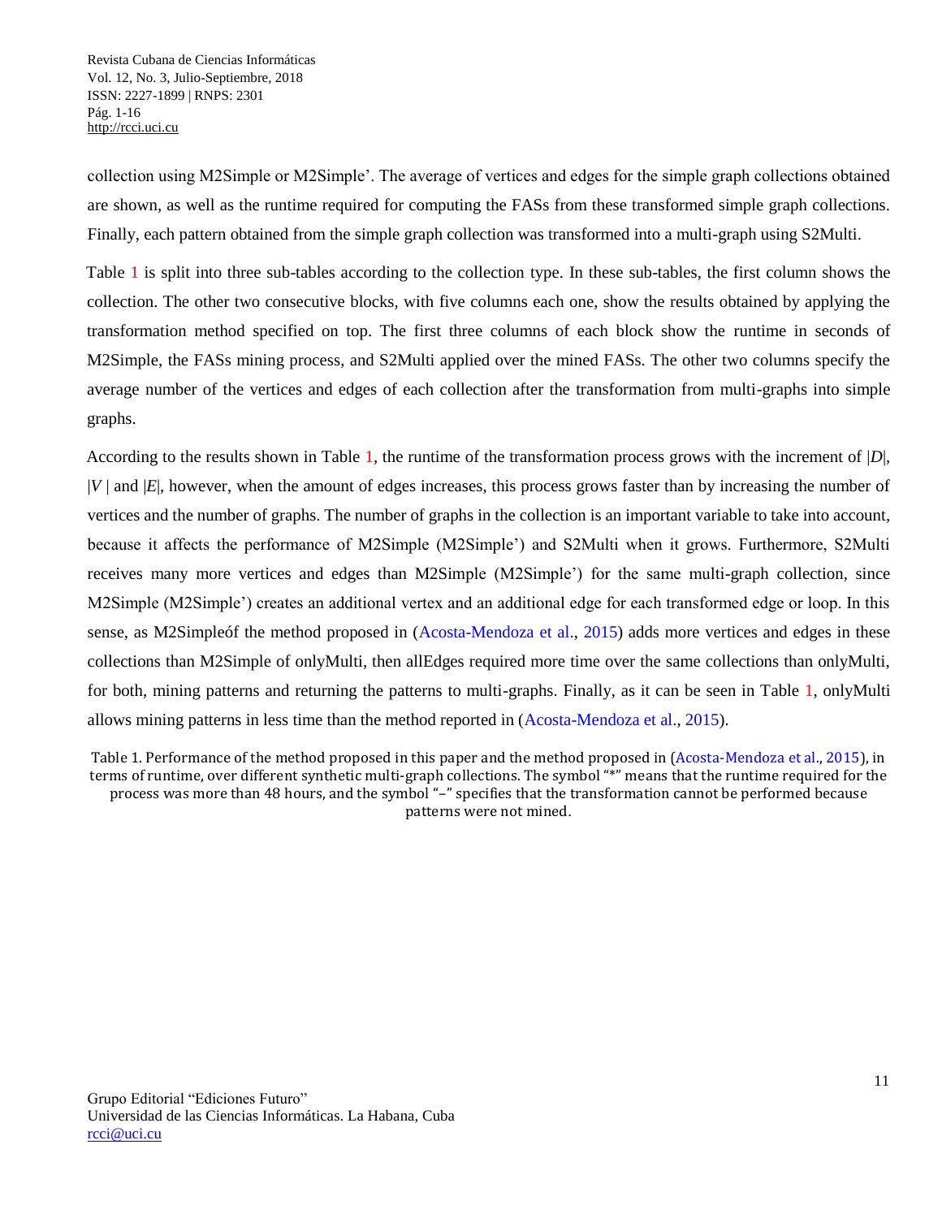collection using M2Simple or M2Simple'. The average of vertices and edges for the simple graph collections obtained are shown, as well as the runtime required for computing the FASs from these transformed simple graph collections. Finally, each pattern obtained from the simple graph collection was transformed into a multi-graph using S2Multi.

Table 1 is split into three sub-tables according to the collection type. In these sub-tables, the first column shows the collection. The other two consecutive blocks, with five columns each one, show the results obtained by applying the transformation method specified on top. The first three columns of each block show the runtime in seconds of M2Simple, the FASs mining process, and S2Multi applied over the mined FASs. The other two columns specify the average number of the vertices and edges of each collection after the transformation from multi-graphs into simple graphs.

According to the results shown in Table 1, the runtime of the transformation process grows with the increment of $|D|$, $|V|$ and $|E|$, however, when the amount of edges increases, this process grows faster than by increasing the number of vertices and the number of graphs. The number of graphs in the collection is an important variable to take into account, because it affects the performance of M2Simple (M2Simple') and S2Multi when it grows. Furthermore, S2Multi receives many more vertices and edges than M2Simple (M2Simple') for the same multi-graph collection, since M2Simple (M2Simple') creates an additional vertex and an additional edge for each transformed edge or loop. In this sense, as M2Simpleóf the method proposed in (Acosta-Mendoza et al., 2015) adds more vertices and edges in these collections than M2Simple of onlyMulti, then allEdges required more time over the same collections than onlyMulti, for both, mining patterns and returning the patterns to multi-graphs. Finally, as it can be seen in Table 1, onlyMulti allows mining patterns in less time than the method reported in (Acosta-Mendoza et al., 2015).

Table 1. Performance of the method proposed in this paper and the method proposed in (Acosta-Mendoza et al., 2015), in terms of runtime, over different synthetic multi-graph collections. The symbol "*" means that the runtime required for the process was more than 48 hours, and the symbol "–" specifies that the transformation cannot be performed because patterns were not mined.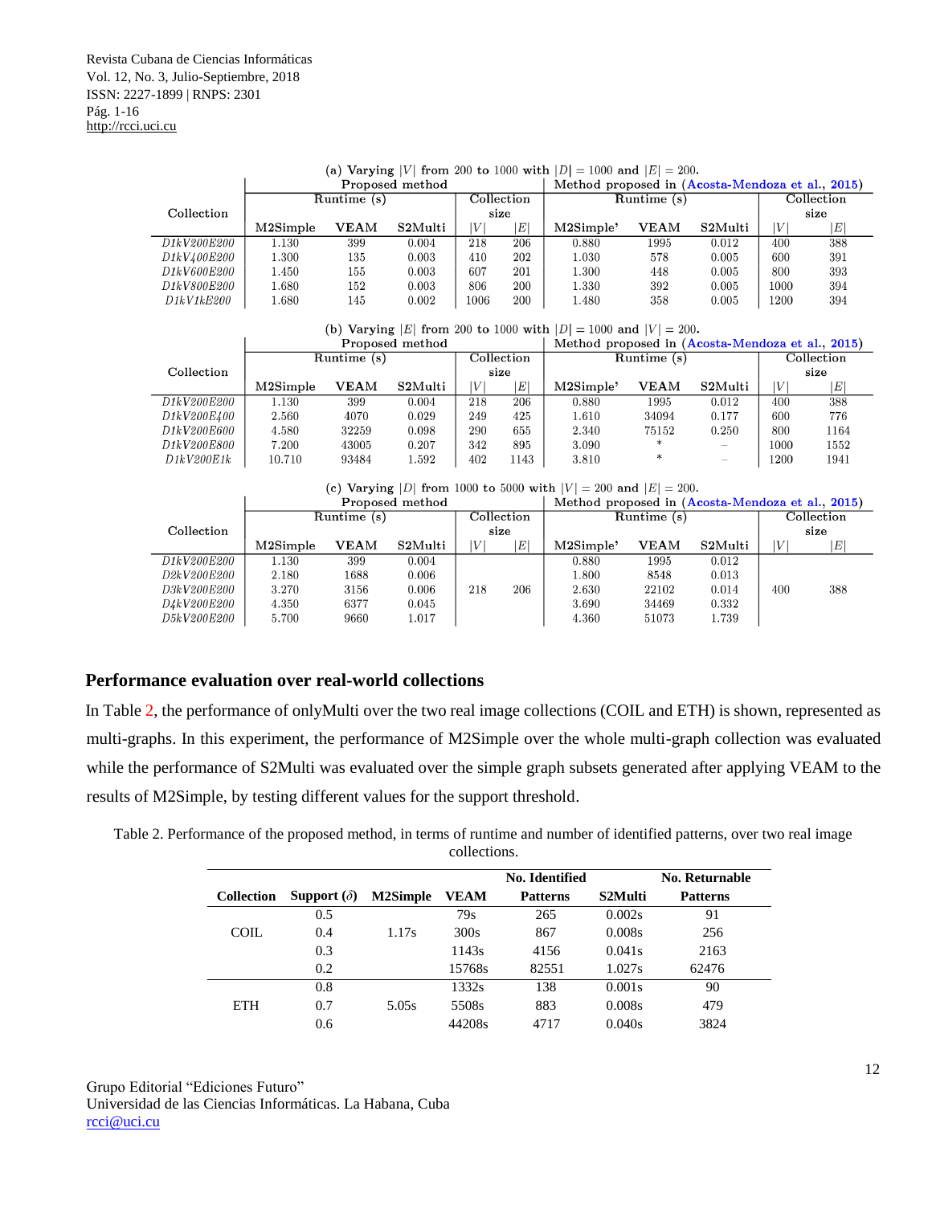(a) Varying $|V|$ from 200 to 1000 with $|D| = 1000$ and $|E| = 200$.

| Collection | Proposed method | | | | | Method proposed in (Acosta-Mendoza et al., 2015) | | | | |
|---|---|---|---|---|---|---|---|---|---|---|
| | Runtime (s) | | | Collection size | | Runtime (s) | | | Collection size | |
| | M2Simple | VEAM | S2Multi | $\|V\|$ | $\|E\|$ | M2Simple' | VEAM | S2Multi | $\|V\|$ | $\|E\|$ |
| *D1kV200E200* | 1.130 | 399 | 0.004 | 218 | 206 | 0.880 | 1995 | 0.012 | 400 | 388 |
| *D1kV400E200* | 1.300 | 135 | 0.003 | 410 | 202 | 1.030 | 578 | 0.005 | 600 | 391 |
| *D1kV600E200* | 1.450 | 155 | 0.003 | 607 | 201 | 1.300 | 448 | 0.005 | 800 | 393 |
| *D1kV800E200* | 1.680 | 152 | 0.003 | 806 | 200 | 1.330 | 392 | 0.005 | 1000 | 394 |
| *D1kV1kE200* | 1.680 | 145 | 0.002 | 1006 | 200 | 1.480 | 358 | 0.005 | 1200 | 394 |

(b) Varying $|E|$ from 200 to 1000 with $|D| = 1000$ and $|V| = 200$.

| Collection | Proposed method | | | | | Method proposed in (Acosta-Mendoza et al., 2015) | | | | |
|---|---|---|---|---|---|---|---|---|---|---|
| | Runtime (s) | | | Collection size | | Runtime (s) | | | Collection size | |
| | M2Simple | VEAM | S2Multi | $\|V\|$ | $\|E\|$ | M2Simple' | VEAM | S2Multi | $\|V\|$ | $\|E\|$ |
| *D1kV200E200* | 1.130 | 399 | 0.004 | 218 | 206 | 0.880 | 1995 | 0.012 | 400 | 388 |
| *D1kV200E400* | 2.560 | 4070 | 0.029 | 249 | 425 | 1.610 | 34094 | 0.177 | 600 | 776 |
| *D1kV200E600* | 4.580 | 32259 | 0.098 | 290 | 655 | 2.340 | 75152 | 0.250 | 800 | 1164 |
| *D1kV200E800* | 7.200 | 43005 | 0.207 | 342 | 895 | 3.090 | * | – | 1000 | 1552 |
| *D1kV200E1k* | 10.710 | 93484 | 1.592 | 402 | 1143 | 3.810 | * | – | 1200 | 1941 |

(c) Varying $|D|$ from 1000 to 5000 with $|V| = 200$ and $|E| = 200$.

| Collection | Proposed method | | | | | Method proposed in (Acosta-Mendoza et al., 2015) | | | | |
|---|---|---|---|---|---|---|---|---|---|---|
| | Runtime (s) | | | Collection size | | Runtime (s) | | | Collection size | |
| | M2Simple | VEAM | S2Multi | $\|V\|$ | $\|E\|$ | M2Simple' | VEAM | S2Multi | $\|V\|$ | $\|E\|$ |
| *D1kV200E200* | 1.130 | 399 | 0.004 | | | 0.880 | 1995 | 0.012 | | |
| *D2kV200E200* | 2.180 | 1688 | 0.006 | | | 1.800 | 8548 | 0.013 | | |
| *D3kV200E200* | 3.270 | 3156 | 0.006 | 218 | 206 | 2.630 | 22102 | 0.014 | 400 | 388 |
| *D4kV200E200* | 4.350 | 6377 | 0.045 | | | 3.690 | 34469 | 0.332 | | |
| *D5kV200E200* | 5.700 | 9660 | 1.017 | | | 4.360 | 51073 | 1.739 | | |

## Performance evaluation over real-world collections

In Table 2, the performance of onlyMulti over the two real image collections (COIL and ETH) is shown, represented as multi-graphs. In this experiment, the performance of M2Simple over the whole multi-graph collection was evaluated while the performance of S2Multi was evaluated over the simple graph subsets generated after applying VEAM to the results of M2Simple, by testing different values for the support threshold.

Table 2. Performance of the proposed method, in terms of runtime and number of identified patterns, over two real image collections.

| Collection | Support ($\delta$) | M2Simple | VEAM | No. Identified Patterns | S2Multi | No. Returnable Patterns |
|---|---|---|---|---|---|---|
| COIL | 0.5 | 1.17s | 79s | 265 | 0.002s | 91 |
| | 0.4 | | 300s | 867 | 0.008s | 256 |
| | 0.3 | | 1143s | 4156 | 0.041s | 2163 |
| | 0.2 | | 15768s | 82551 | 1.027s | 62476 |
| ETH | 0.8 | 5.05s | 1332s | 138 | 0.001s | 90 |
| | 0.7 | | 5508s | 883 | 0.008s | 479 |
| | 0.6 | | 44208s | 4717 | 0.040s | 3824 |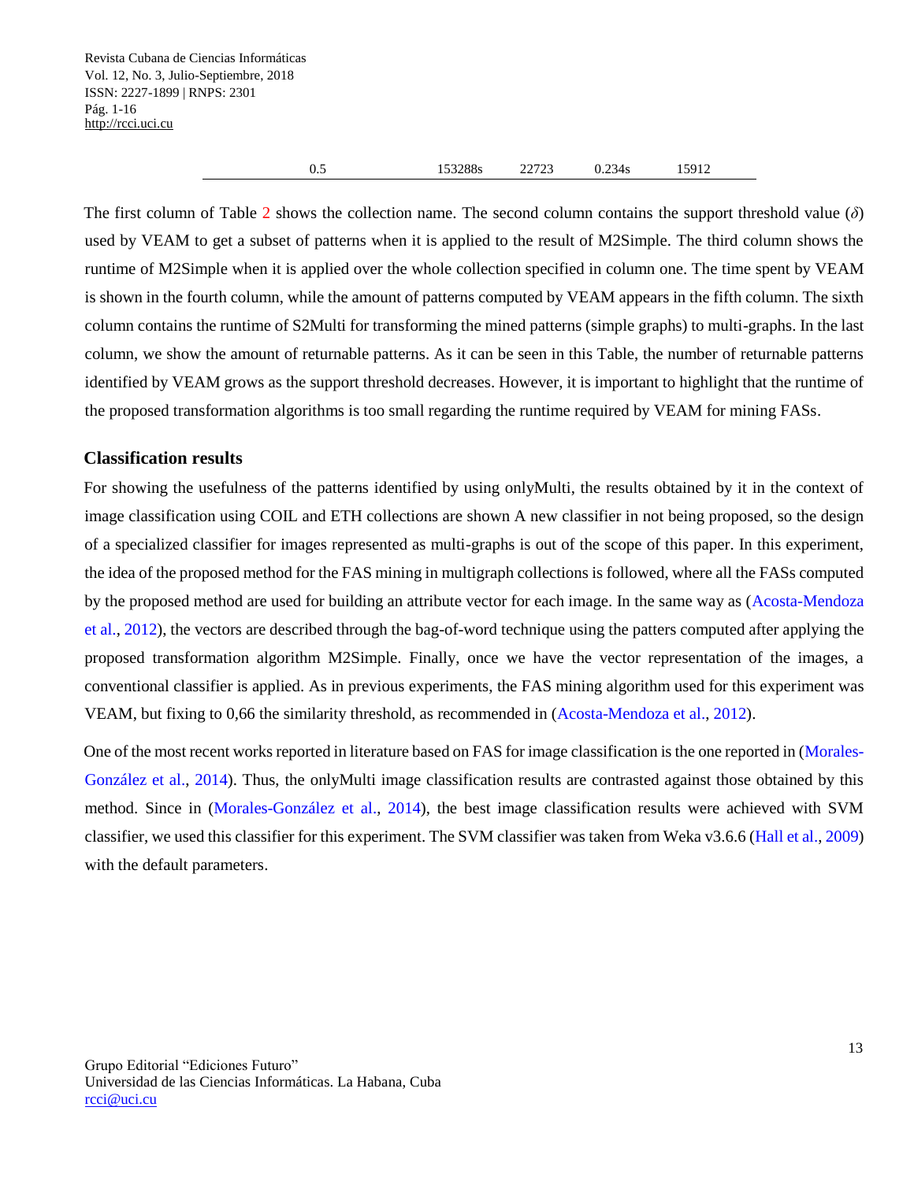| | 0.5 | 153288s | 22723 | 0.234s | 15912 |
|---|---|---|---|---|---|

The first column of Table 2 shows the collection name. The second column contains the support threshold value ($\delta$) used by VEAM to get a subset of patterns when it is applied to the result of M2Simple. The third column shows the runtime of M2Simple when it is applied over the whole collection specified in column one. The time spent by VEAM is shown in the fourth column, while the amount of patterns computed by VEAM appears in the fifth column. The sixth column contains the runtime of S2Multi for transforming the mined patterns (simple graphs) to multi-graphs. In the last column, we show the amount of returnable patterns. As it can be seen in this Table, the number of returnable patterns identified by VEAM grows as the support threshold decreases. However, it is important to highlight that the runtime of the proposed transformation algorithms is too small regarding the runtime required by VEAM for mining FASs.

### Classification results

For showing the usefulness of the patterns identified by using onlyMulti, the results obtained by it in the context of image classification using COIL and ETH collections are shown A new classifier in not being proposed, so the design of a specialized classifier for images represented as multi-graphs is out of the scope of this paper. In this experiment, the idea of the proposed method for the FAS mining in multigraph collections is followed, where all the FASs computed by the proposed method are used for building an attribute vector for each image. In the same way as (Acosta-Mendoza et al., 2012), the vectors are described through the bag-of-word technique using the patters computed after applying the proposed transformation algorithm M2Simple. Finally, once we have the vector representation of the images, a conventional classifier is applied. As in previous experiments, the FAS mining algorithm used for this experiment was VEAM, but fixing to 0,66 the similarity threshold, as recommended in (Acosta-Mendoza et al., 2012).

One of the most recent works reported in literature based on FAS for image classification is the one reported in (Morales-González et al., 2014). Thus, the onlyMulti image classification results are contrasted against those obtained by this method. Since in (Morales-González et al., 2014), the best image classification results were achieved with SVM classifier, we used this classifier for this experiment. The SVM classifier was taken from Weka v3.6.6 (Hall et al., 2009) with the default parameters.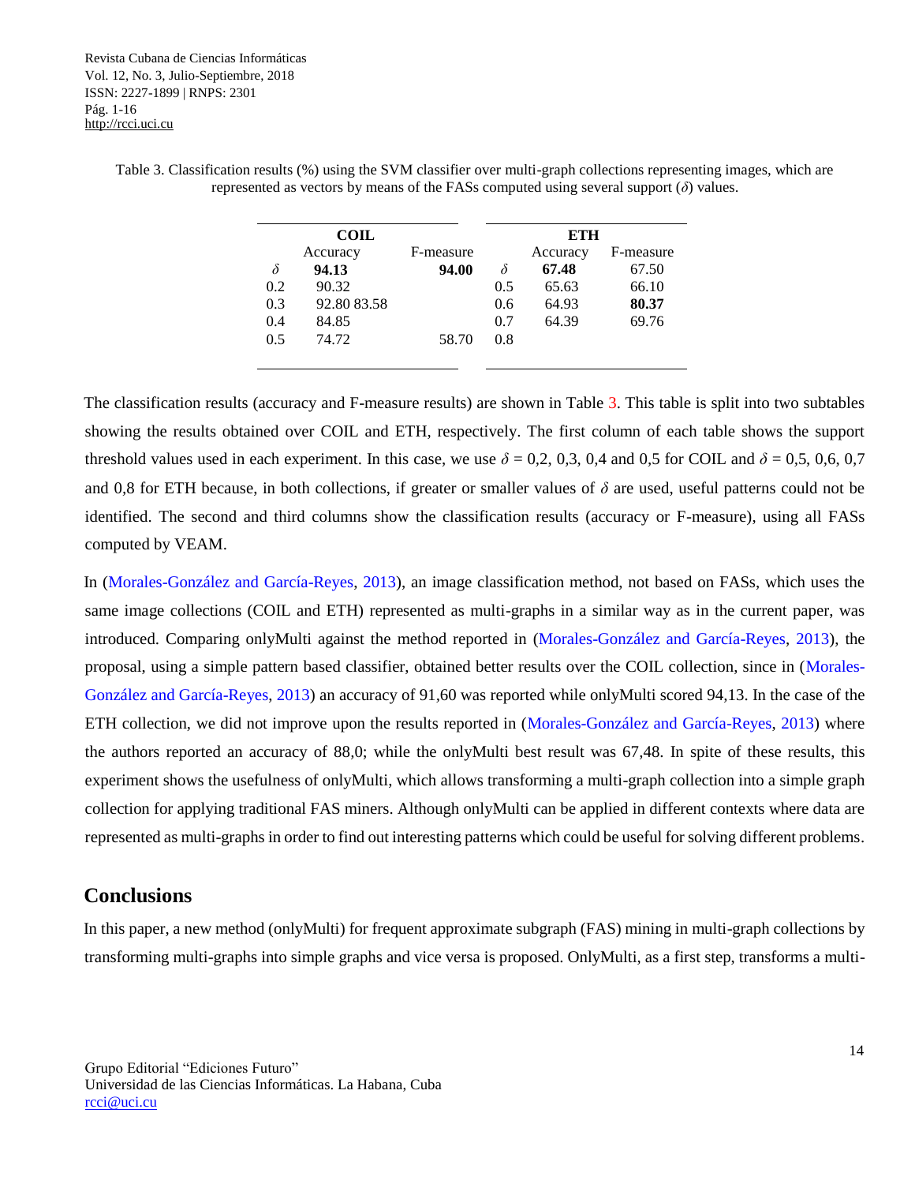Table 3. Classification results (%) using the SVM classifier over multi-graph collections representing images, which are represented as vectors by means of the FASs computed using several support ($\delta$) values.

| | COIL | | | ETH | |
|---|---|---|---|---|---|
| | Accuracy | F-measure | | Accuracy | F-measure |
| $\delta$ | **94.13** | **94.00** | $\delta$ | **67.48** | 67.50 |
| 0.2 | 90.32 | | 0.5 | 65.63 | 66.10 |
| 0.3 | 92.80 83.58 | | 0.6 | 64.93 | **80.37** |
| 0.4 | 84.85 | | 0.7 | 64.39 | 69.76 |
| 0.5 | 74.72 | 58.70 | 0.8 | | |

The classification results (accuracy and F-measure results) are shown in Table 3. This table is split into two subtables showing the results obtained over COIL and ETH, respectively. The first column of each table shows the support threshold values used in each experiment. In this case, we use $\delta$ = 0,2, 0,3, 0,4 and 0,5 for COIL and $\delta$ = 0,5, 0,6, 0,7 and 0,8 for ETH because, in both collections, if greater or smaller values of $\delta$ are used, useful patterns could not be identified. The second and third columns show the classification results (accuracy or F-measure), using all FASs computed by VEAM.

In (Morales-González and García-Reyes, 2013), an image classification method, not based on FASs, which uses the same image collections (COIL and ETH) represented as multi-graphs in a similar way as in the current paper, was introduced. Comparing onlyMulti against the method reported in (Morales-González and García-Reyes, 2013), the proposal, using a simple pattern based classifier, obtained better results over the COIL collection, since in (Morales-González and García-Reyes, 2013) an accuracy of 91,60 was reported while onlyMulti scored 94,13. In the case of the ETH collection, we did not improve upon the results reported in (Morales-González and García-Reyes, 2013) where the authors reported an accuracy of 88,0; while the onlyMulti best result was 67,48. In spite of these results, this experiment shows the usefulness of onlyMulti, which allows transforming a multi-graph collection into a simple graph collection for applying traditional FAS miners. Although onlyMulti can be applied in different contexts where data are represented as multi-graphs in order to find out interesting patterns which could be useful for solving different problems.

## Conclusions

In this paper, a new method (onlyMulti) for frequent approximate subgraph (FAS) mining in multi-graph collections by transforming multi-graphs into simple graphs and vice versa is proposed. OnlyMulti, as a first step, transforms a multi-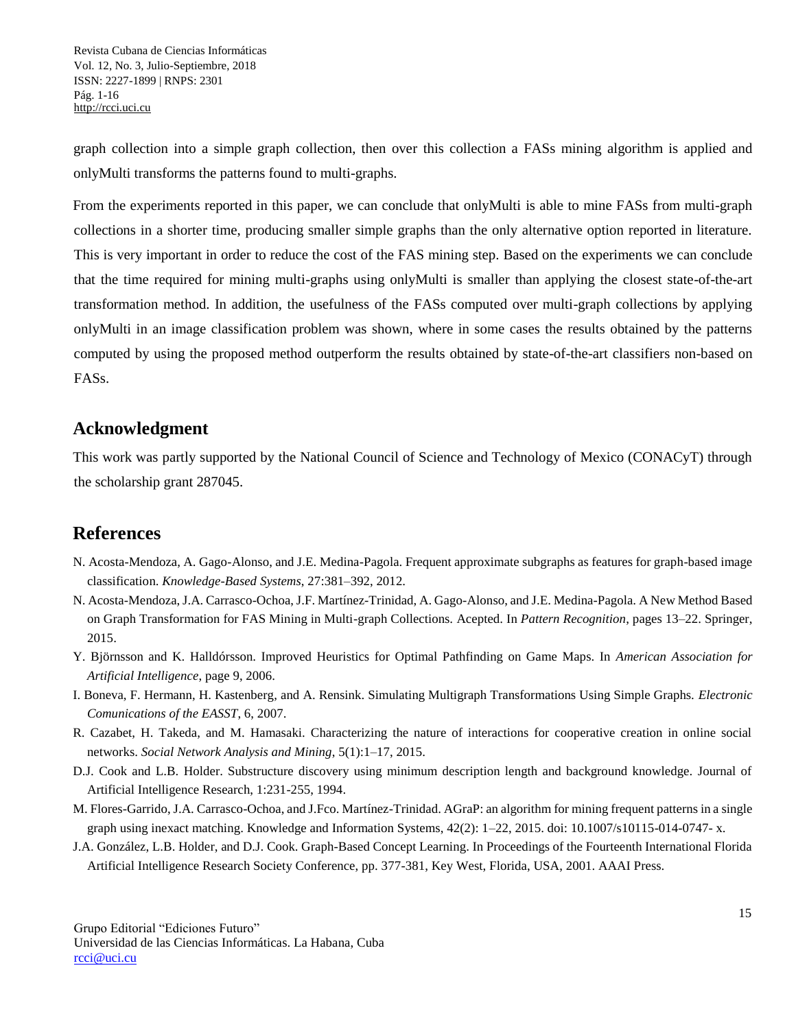graph collection into a simple graph collection, then over this collection a FASs mining algorithm is applied and onlyMulti transforms the patterns found to multi-graphs.

From the experiments reported in this paper, we can conclude that onlyMulti is able to mine FASs from multi-graph collections in a shorter time, producing smaller simple graphs than the only alternative option reported in literature. This is very important in order to reduce the cost of the FAS mining step. Based on the experiments we can conclude that the time required for mining multi-graphs using onlyMulti is smaller than applying the closest state-of-the-art transformation method. In addition, the usefulness of the FASs computed over multi-graph collections by applying onlyMulti in an image classification problem was shown, where in some cases the results obtained by the patterns computed by using the proposed method outperform the results obtained by state-of-the-art classifiers non-based on FASs.

## Acknowledgment

This work was partly supported by the National Council of Science and Technology of Mexico (CONACyT) through the scholarship grant 287045.

## References

N. Acosta-Mendoza, A. Gago-Alonso, and J.E. Medina-Pagola. Frequent approximate subgraphs as features for graph-based image classification. *Knowledge-Based Systems*, 27:381–392, 2012.

N. Acosta-Mendoza, J.A. Carrasco-Ochoa, J.F. Martínez-Trinidad, A. Gago-Alonso, and J.E. Medina-Pagola. A New Method Based on Graph Transformation for FAS Mining in Multi-graph Collections. Acepted. In *Pattern Recognition*, pages 13–22. Springer, 2015.

Y. Björnsson and K. Halldórsson. Improved Heuristics for Optimal Pathfinding on Game Maps. In *American Association for Artificial Intelligence*, page 9, 2006.

I. Boneva, F. Hermann, H. Kastenberg, and A. Rensink. Simulating Multigraph Transformations Using Simple Graphs. *Electronic Comunications of the EASST*, 6, 2007.

R. Cazabet, H. Takeda, and M. Hamasaki. Characterizing the nature of interactions for cooperative creation in online social networks. *Social Network Analysis and Mining*, 5(1):1–17, 2015.

D.J. Cook and L.B. Holder. Substructure discovery using minimum description length and background knowledge. Journal of Artificial Intelligence Research, 1:231-255, 1994.

M. Flores-Garrido, J.A. Carrasco-Ochoa, and J.Fco. Martínez-Trinidad. AGraP: an algorithm for mining frequent patterns in a single graph using inexact matching. Knowledge and Information Systems, 42(2): 1–22, 2015. doi: 10.1007/s10115-014-0747- x.

J.A. González, L.B. Holder, and D.J. Cook. Graph-Based Concept Learning. In Proceedings of the Fourteenth International Florida Artificial Intelligence Research Society Conference, pp. 377-381, Key West, Florida, USA, 2001. AAAI Press.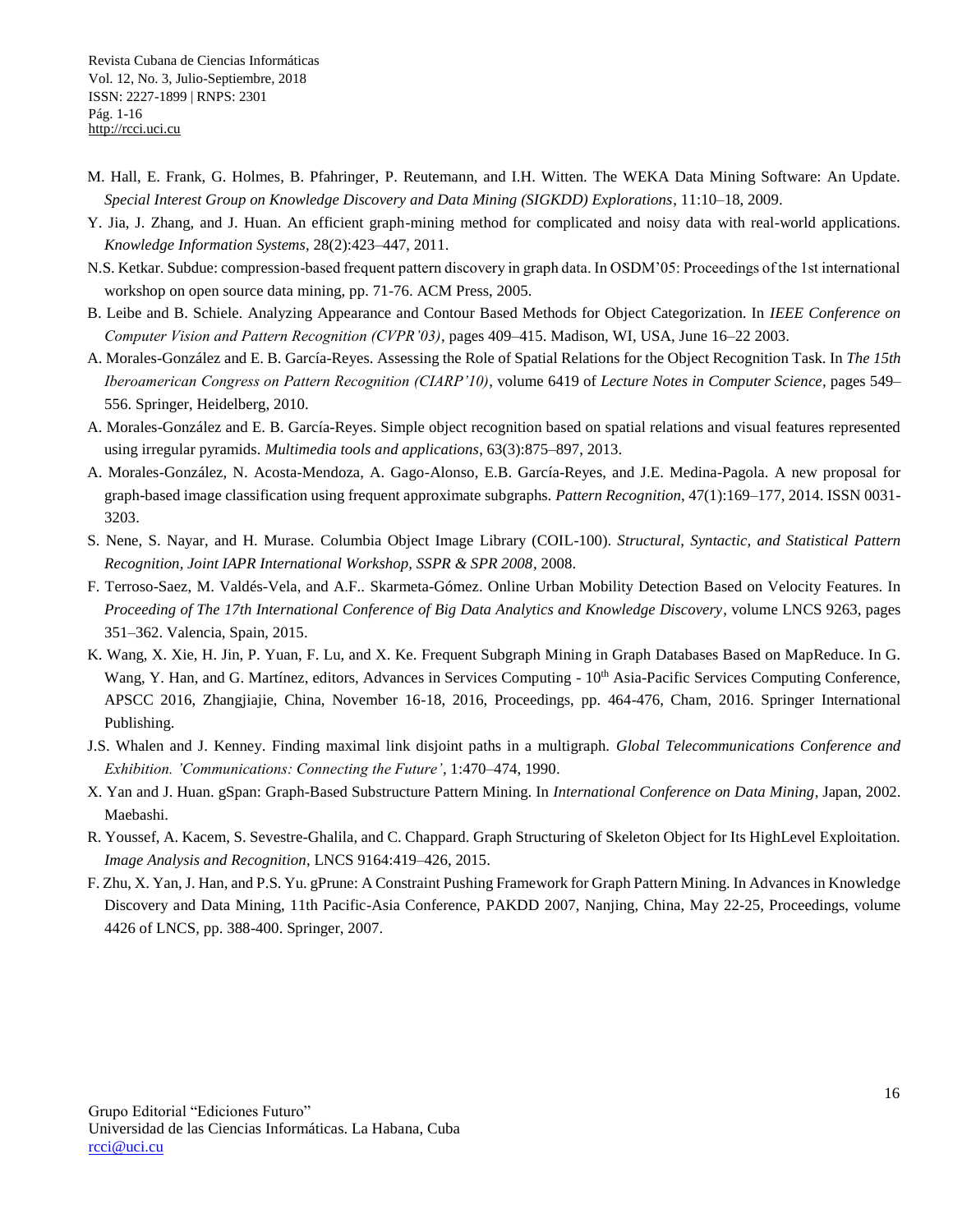M. Hall, E. Frank, G. Holmes, B. Pfahringer, P. Reutemann, and I.H. Witten. The WEKA Data Mining Software: An Update. *Special Interest Group on Knowledge Discovery and Data Mining (SIGKDD) Explorations*, 11:10–18, 2009.

Y. Jia, J. Zhang, and J. Huan. An efficient graph-mining method for complicated and noisy data with real-world applications. *Knowledge Information Systems*, 28(2):423–447, 2011.

N.S. Ketkar. Subdue: compression-based frequent pattern discovery in graph data. In OSDM'05: Proceedings of the 1st international workshop on open source data mining, pp. 71-76. ACM Press, 2005.

B. Leibe and B. Schiele. Analyzing Appearance and Contour Based Methods for Object Categorization. In *IEEE Conference on Computer Vision and Pattern Recognition (CVPR'03)*, pages 409–415. Madison, WI, USA, June 16–22 2003.

A. Morales-González and E. B. García-Reyes. Assessing the Role of Spatial Relations for the Object Recognition Task. In *The 15th Iberoamerican Congress on Pattern Recognition (CIARP'10)*, volume 6419 of *Lecture Notes in Computer Science*, pages 549–556. Springer, Heidelberg, 2010.

A. Morales-González and E. B. García-Reyes. Simple object recognition based on spatial relations and visual features represented using irregular pyramids. *Multimedia tools and applications*, 63(3):875–897, 2013.

A. Morales-González, N. Acosta-Mendoza, A. Gago-Alonso, E.B. García-Reyes, and J.E. Medina-Pagola. A new proposal for graph-based image classification using frequent approximate subgraphs. *Pattern Recognition*, 47(1):169–177, 2014. ISSN 0031-3203.

S. Nene, S. Nayar, and H. Murase. Columbia Object Image Library (COIL-100). *Structural, Syntactic, and Statistical Pattern Recognition, Joint IAPR International Workshop, SSPR & SPR 2008*, 2008.

F. Terroso-Saez, M. Valdés-Vela, and A.F.. Skarmeta-Gómez. Online Urban Mobility Detection Based on Velocity Features. In *Proceeding of The 17th International Conference of Big Data Analytics and Knowledge Discovery*, volume LNCS 9263, pages 351–362. Valencia, Spain, 2015.

K. Wang, X. Xie, H. Jin, P. Yuan, F. Lu, and X. Ke. Frequent Subgraph Mining in Graph Databases Based on MapReduce. In G. Wang, Y. Han, and G. Martínez, editors, Advances in Services Computing - 10th Asia-Pacific Services Computing Conference, APSCC 2016, Zhangjiajie, China, November 16-18, 2016, Proceedings, pp. 464-476, Cham, 2016. Springer International Publishing.

J.S. Whalen and J. Kenney. Finding maximal link disjoint paths in a multigraph. *Global Telecommunications Conference and Exhibition. 'Communications: Connecting the Future'*, 1:470–474, 1990.

X. Yan and J. Huan. gSpan: Graph-Based Substructure Pattern Mining. In *International Conference on Data Mining*, Japan, 2002. Maebashi.

R. Youssef, A. Kacem, S. Sevestre-Ghalila, and C. Chappard. Graph Structuring of Skeleton Object for Its HighLevel Exploitation. *Image Analysis and Recognition*, LNCS 9164:419–426, 2015.

F. Zhu, X. Yan, J. Han, and P.S. Yu. gPrune: A Constraint Pushing Framework for Graph Pattern Mining. In Advances in Knowledge Discovery and Data Mining, 11th Pacific-Asia Conference, PAKDD 2007, Nanjing, China, May 22-25, Proceedings, volume 4426 of LNCS, pp. 388-400. Springer, 2007.